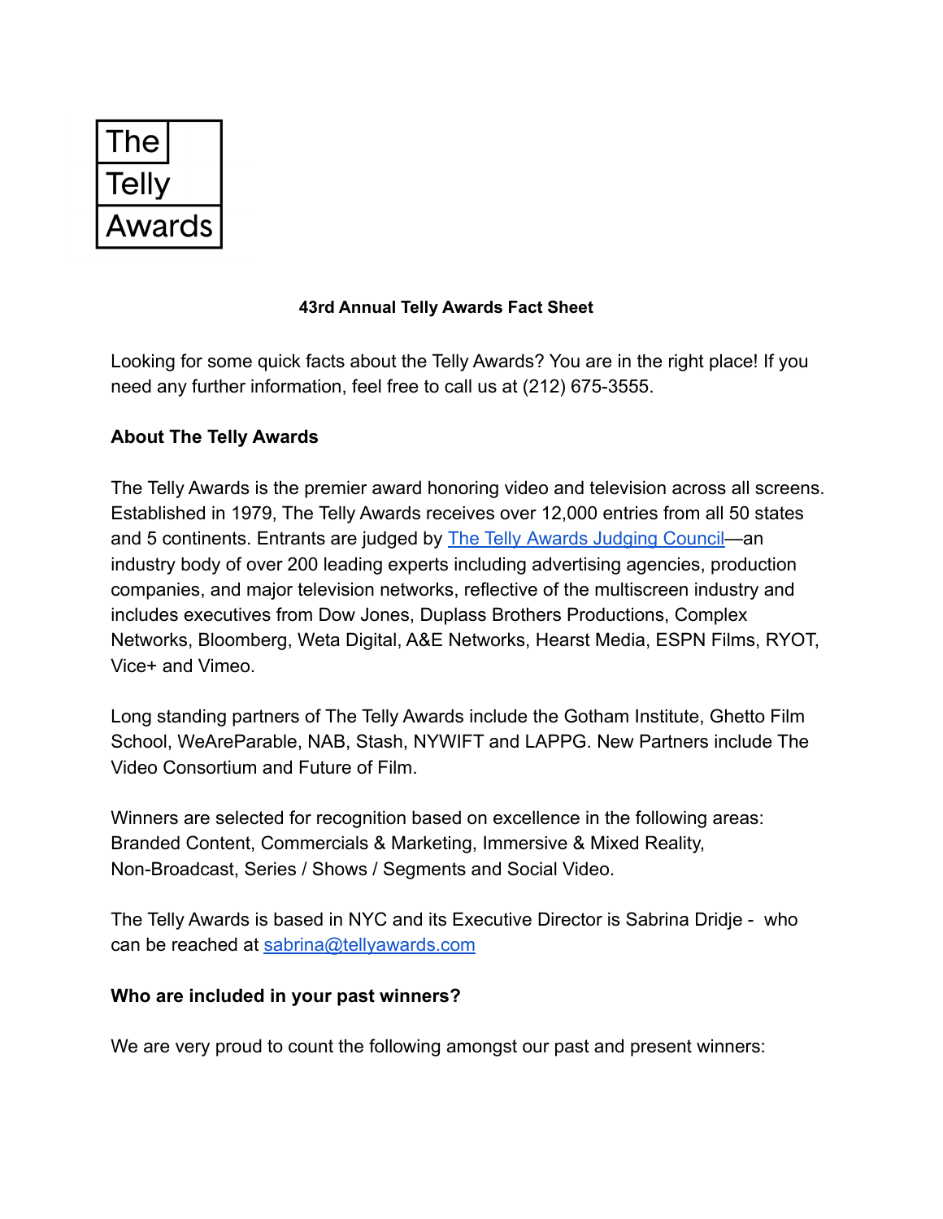The Telly Awards

**43rd Annual Telly Awards Fact Sheet**

Looking for some quick facts about the Telly Awards? You are in the right place! If you need any further information, feel free to call us at (212) 675-3555.

**About The Telly Awards**

The Telly Awards is the premier award honoring video and television across all screens. Established in 1979, The Telly Awards receives over 12,000 entries from all 50 states and 5 continents. Entrants are judged by [The Telly Awards Judging Council](#)—an industry body of over 200 leading experts including advertising agencies, production companies, and major television networks, reflective of the multiscreen industry and includes executives from Dow Jones, Duplass Brothers Productions, Complex Networks, Bloomberg, Weta Digital, A&E Networks, Hearst Media, ESPN Films, RYOT, Vice+ and Vimeo.

Long standing partners of The Telly Awards include the Gotham Institute, Ghetto Film School, WeAreParable, NAB, Stash, NYWIFT and LAPPG. New Partners include The Video Consortium and Future of Film.

Winners are selected for recognition based on excellence in the following areas: Branded Content, Commercials & Marketing, Immersive & Mixed Reality, Non-Broadcast, Series / Shows / Segments and Social Video.

The Telly Awards is based in NYC and its Executive Director is Sabrina Dridje - who can be reached at [sabrina@tellyawards.com](mailto:sabrina@tellyawards.com)

**Who are included in your past winners?**

We are very proud to count the following amongst our past and present winners: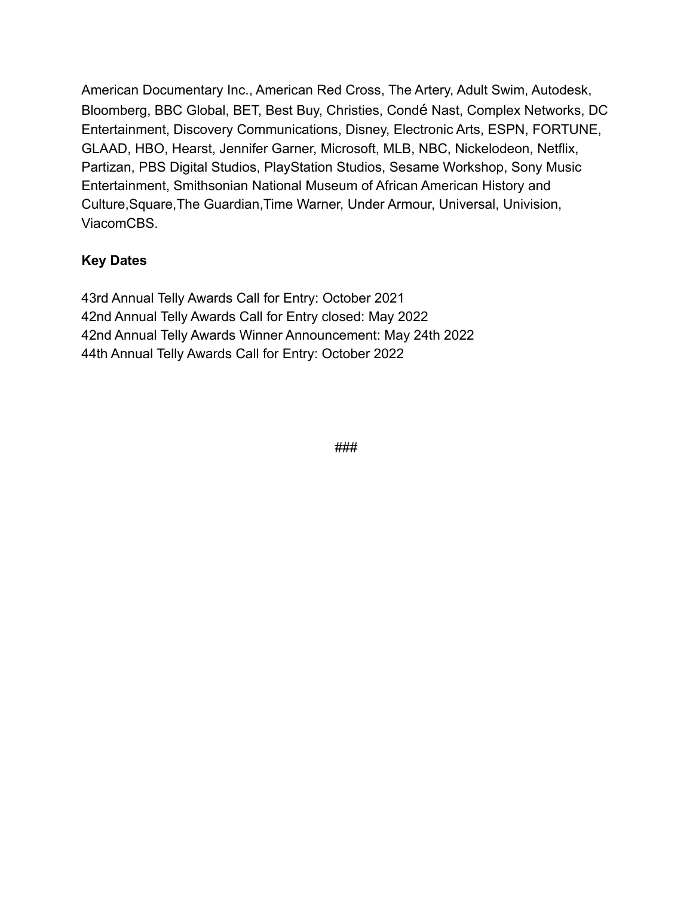American Documentary Inc., American Red Cross, The Artery, Adult Swim, Autodesk, Bloomberg, BBC Global, BET, Best Buy, Christies, Condé Nast, Complex Networks, DC Entertainment, Discovery Communications, Disney, Electronic Arts, ESPN, FORTUNE, GLAAD, HBO, Hearst, Jennifer Garner, Microsoft, MLB, NBC, Nickelodeon, Netflix, Partizan, PBS Digital Studios, PlayStation Studios, Sesame Workshop, Sony Music Entertainment, Smithsonian National Museum of African American History and Culture,Square,The Guardian,Time Warner, Under Armour, Universal, Univision, ViacomCBS.

**Key Dates**

43rd Annual Telly Awards Call for Entry: October 2021
42nd Annual Telly Awards Call for Entry closed: May 2022
42nd Annual Telly Awards Winner Announcement: May 24th 2022
44th Annual Telly Awards Call for Entry: October 2022

###